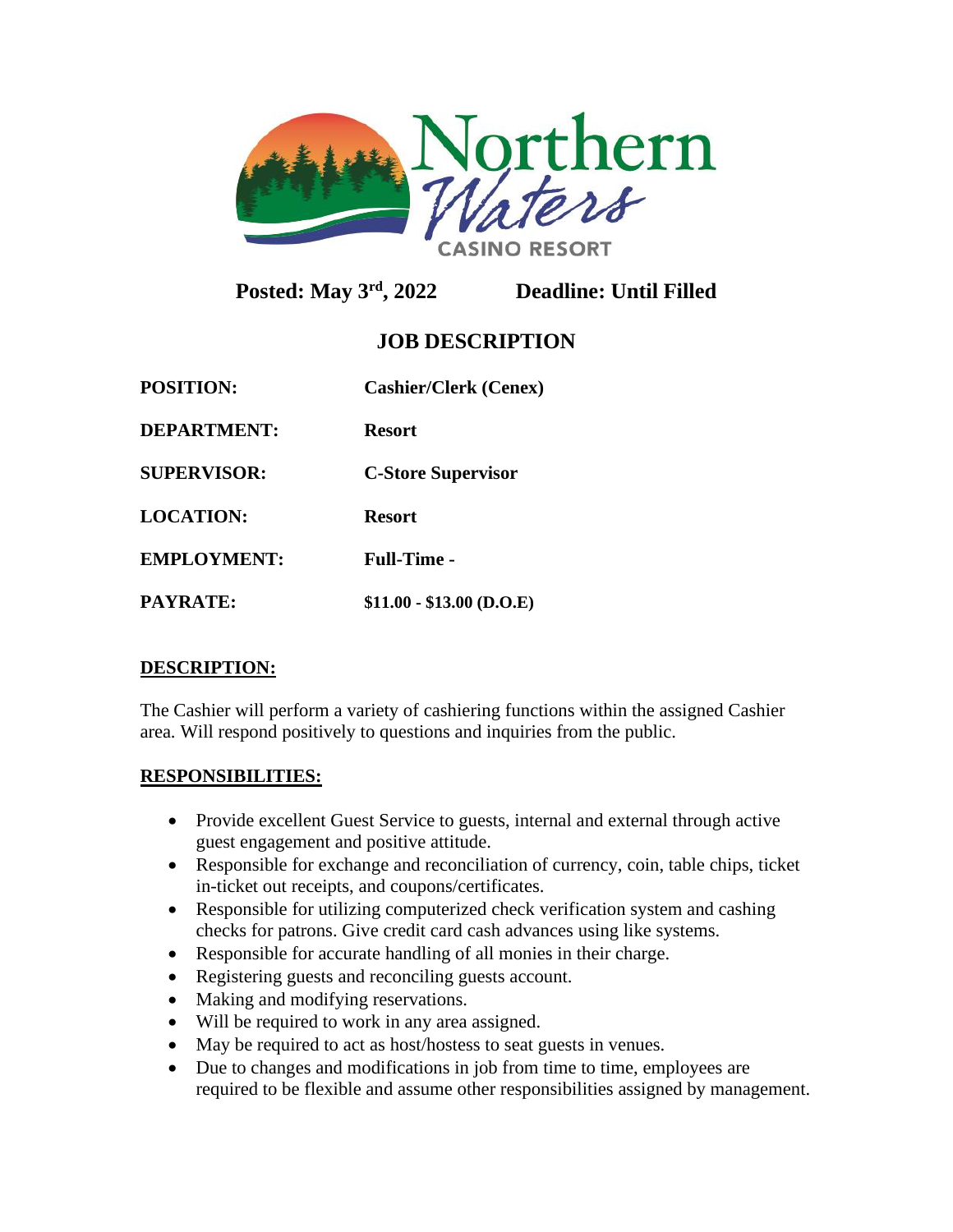Northern Waters CASINO RESORT

**Posted: May 3rd, 2022** **Deadline: Until Filled**

# JOB DESCRIPTION

| | |
|---|---|
| **POSITION:** | **Cashier/Clerk (Cenex)** |
| **DEPARTMENT:** | **Resort** |
| **SUPERVISOR:** | **C-Store Supervisor** |
| **LOCATION:** | **Resort** |
| **EMPLOYMENT:** | **Full-Time -** |
| **PAYRATE:** | **$11.00 - $13.00 (D.O.E)** |

## DESCRIPTION:

The Cashier will perform a variety of cashiering functions within the assigned Cashier area. Will respond positively to questions and inquiries from the public.

## RESPONSIBILITIES:

- Provide excellent Guest Service to guests, internal and external through active guest engagement and positive attitude.
- Responsible for exchange and reconciliation of currency, coin, table chips, ticket in-ticket out receipts, and coupons/certificates.
- Responsible for utilizing computerized check verification system and cashing checks for patrons. Give credit card cash advances using like systems.
- Responsible for accurate handling of all monies in their charge.
- Registering guests and reconciling guests account.
- Making and modifying reservations.
- Will be required to work in any area assigned.
- May be required to act as host/hostess to seat guests in venues.
- Due to changes and modifications in job from time to time, employees are required to be flexible and assume other responsibilities assigned by management.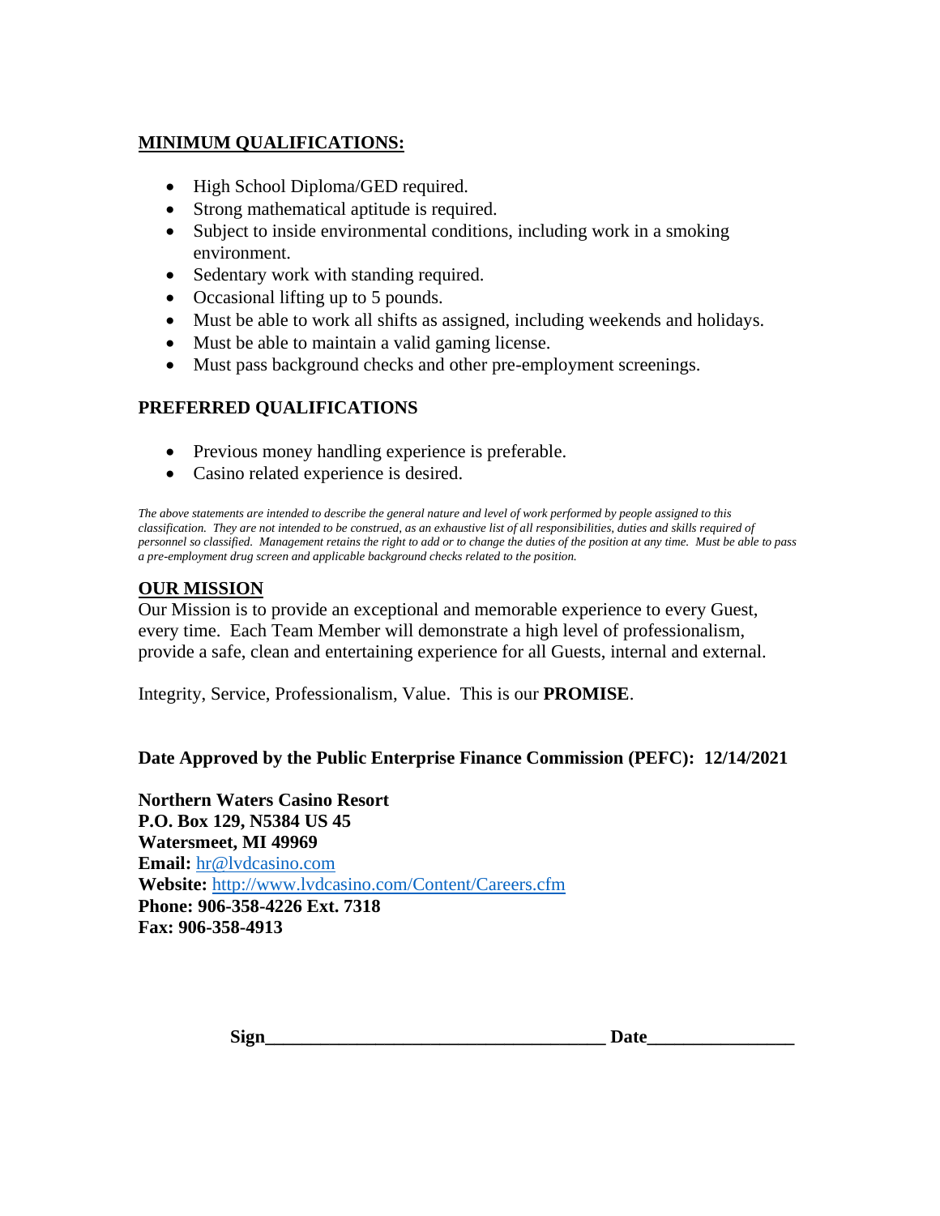## MINIMUM QUALIFICATIONS:

- High School Diploma/GED required.
- Strong mathematical aptitude is required.
- Subject to inside environmental conditions, including work in a smoking environment.
- Sedentary work with standing required.
- Occasional lifting up to 5 pounds.
- Must be able to work all shifts as assigned, including weekends and holidays.
- Must be able to maintain a valid gaming license.
- Must pass background checks and other pre-employment screenings.

## PREFERRED QUALIFICATIONS

- Previous money handling experience is preferable.
- Casino related experience is desired.

*The above statements are intended to describe the general nature and level of work performed by people assigned to this classification. They are not intended to be construed, as an exhaustive list of all responsibilities, duties and skills required of personnel so classified. Management retains the right to add or to change the duties of the position at any time. Must be able to pass a pre-employment drug screen and applicable background checks related to the position.*

## OUR MISSION

Our Mission is to provide an exceptional and memorable experience to every Guest, every time. Each Team Member will demonstrate a high level of professionalism, provide a safe, clean and entertaining experience for all Guests, internal and external.

Integrity, Service, Professionalism, Value. This is our **PROMISE**.

**Date Approved by the Public Enterprise Finance Commission (PEFC): 12/14/2021**

**Northern Waters Casino Resort**
**P.O. Box 129, N5384 US 45**
**Watersmeet, MI 49969**
**Email:** hr@lvdcasino.com
**Website:** http://www.lvdcasino.com/Content/Careers.cfm
**Phone: 906-358-4226 Ext. 7318**
**Fax: 906-358-4913**

**Sign**_____________________________________ **Date**_______________